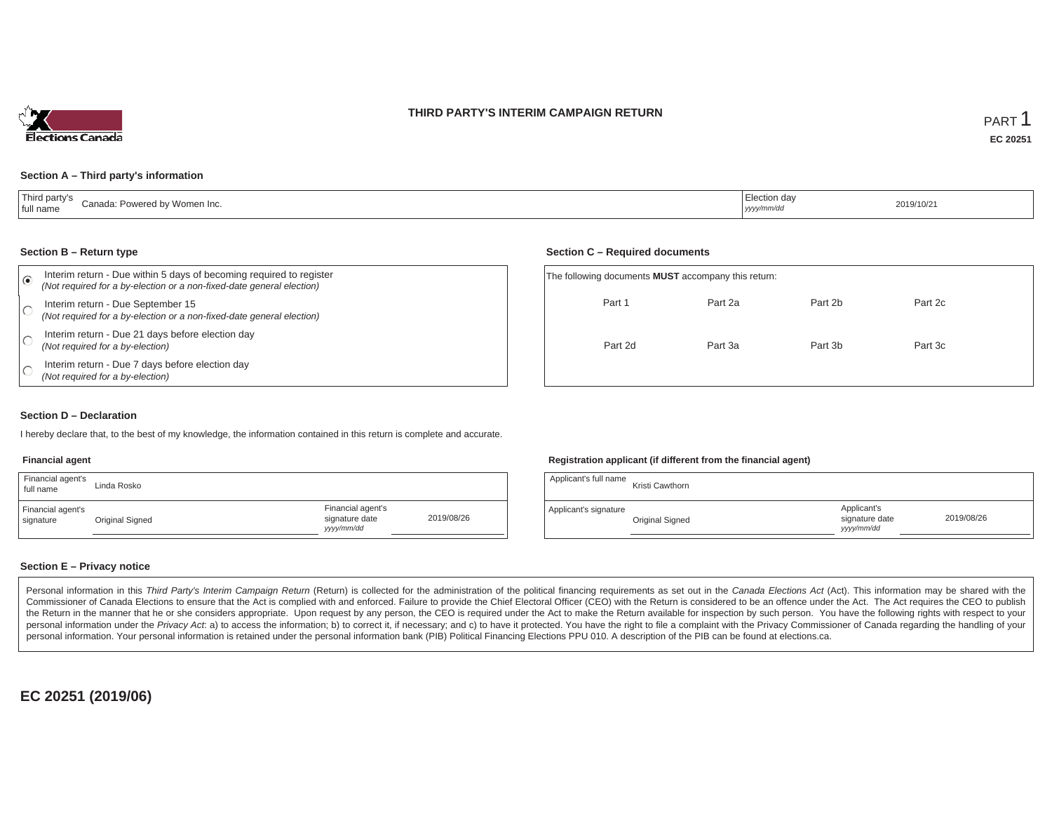# THIRD PARTY'S INTERIM CAMPAIGN RETURN

PART 1

**EC 20251**

### Section A – Third party's information

| Third party's full name | Canada: Powered by Women Inc. | Election day *yyyy/mm/dd* | 2019/10/21 |
|---|---|---|---|

### Section B – Return type

- (●) Interim return - Due within 5 days of becoming required to register *(Not required for a by-election or a non-fixed-date general election)*
- ( ) Interim return - Due September 15 *(Not required for a by-election or a non-fixed-date general election)*
- ( ) Interim return - Due 21 days before election day *(Not required for a by-election)*
- ( ) Interim return - Due 7 days before election day *(Not required for a by-election)*

### Section C – Required documents

The following documents **MUST** accompany this return:

| Part 1 | Part 2a | Part 2b | Part 2c |
|---|---|---|---|
| Part 2d | Part 3a | Part 3b | Part 3c |

### Section D – Declaration

I hereby declare that, to the best of my knowledge, the information contained in this return is complete and accurate.

**Financial agent**

| Financial agent's full name | Linda Rosko | | |
|---|---|---|---|
| Financial agent's signature | Original Signed | Financial agent's signature date *yyyy/mm/dd* | 2019/08/26 |

**Registration applicant (if different from the financial agent)**

| Applicant's full name | Kristi Cawthorn | | |
|---|---|---|---|
| Applicant's signature | Original Signed | Applicant's signature date *yyyy/mm/dd* | 2019/08/26 |

### Section E – Privacy notice

Personal information in this *Third Party's Interim Campaign Return* (Return) is collected for the administration of the political financing requirements as set out in the *Canada Elections Act* (Act). This information may be shared with the Commissioner of Canada Elections to ensure that the Act is complied with and enforced. Failure to provide the Chief Electoral Officer (CEO) with the Return is considered to be an offence under the Act. The Act requires the CEO to publish the Return in the manner that he or she considers appropriate. Upon request by any person, the CEO is required under the Act to make the Return available for inspection by such person. You have the following rights with respect to your personal information under the *Privacy Act*: a) to access the information; b) to correct it, if necessary; and c) to have it protected. You have the right to file a complaint with the Privacy Commissioner of Canada regarding the handling of your personal information. Your personal information is retained under the personal information bank (PIB) Political Financing Elections PPU 010. A description of the PIB can be found at elections.ca.

**EC 20251 (2019/06)**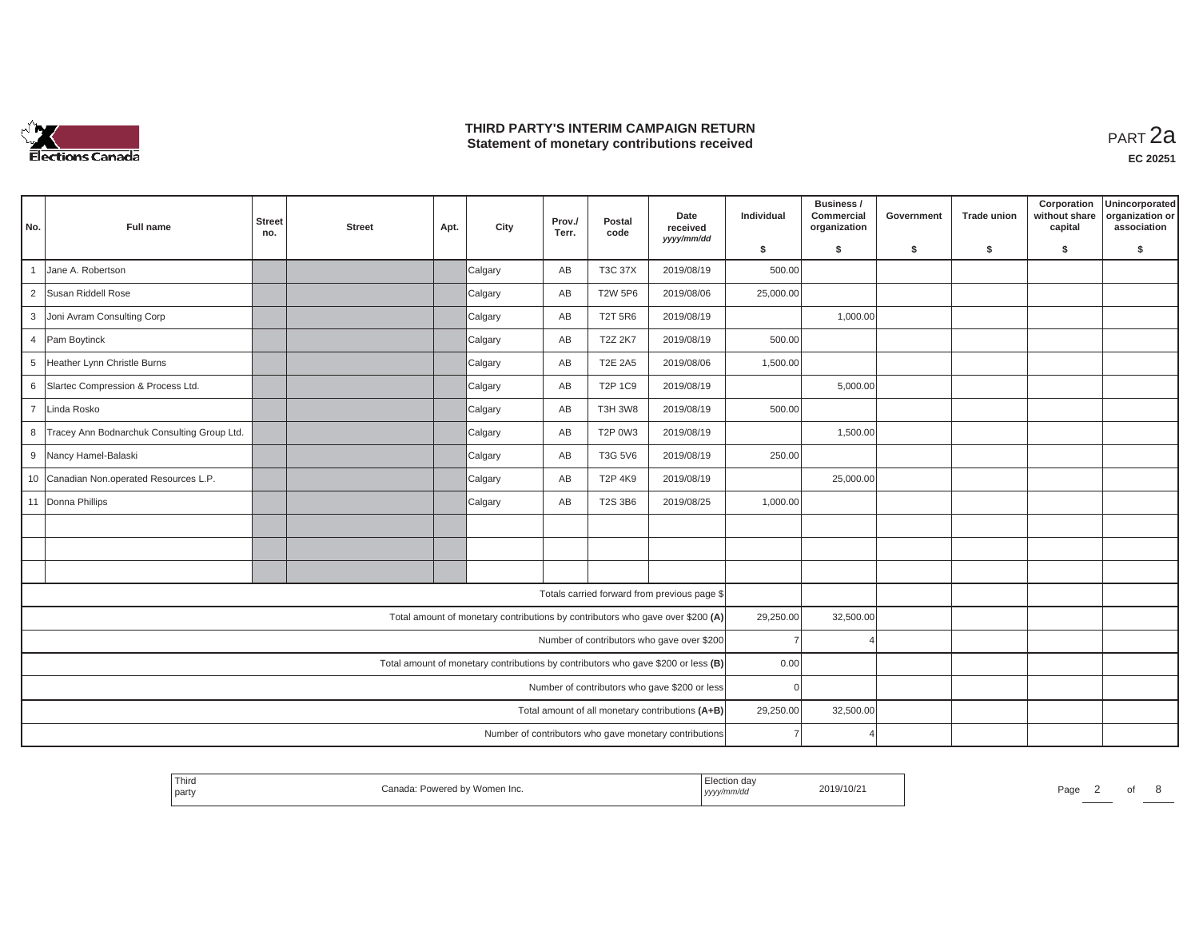# THIRD PARTY'S INTERIM CAMPAIGN RETURN
## Statement of monetary contributions received

PART 2a

EC 20251

| No. | Full name | Street no. | Street | Apt. | City | Prov./ Terr. | Postal code | Date received yyyy/mm/dd | Individual $ | Business / Commercial organization $ | Government $ | Trade union $ | Corporation without share capital $ | Unincorporated organization or association $ |
|---|---|---|---|---|---|---|---|---|---|---|---|---|---|---|
| 1 | Jane A. Robertson | | | | Calgary | AB | T3C 37X | 2019/08/19 | 500.00 | | | | | |
| 2 | Susan Riddell Rose | | | | Calgary | AB | T2W 5P6 | 2019/08/06 | 25,000.00 | | | | | |
| 3 | Joni Avram Consulting Corp | | | | Calgary | AB | T2T 5R6 | 2019/08/19 | | 1,000.00 | | | | |
| 4 | Pam Boytinck | | | | Calgary | AB | T2Z 2K7 | 2019/08/19 | 500.00 | | | | | |
| 5 | Heather Lynn Christle Burns | | | | Calgary | AB | T2E 2A5 | 2019/08/06 | 1,500.00 | | | | | |
| 6 | Slartec Compression & Process Ltd. | | | | Calgary | AB | T2P 1C9 | 2019/08/19 | | 5,000.00 | | | | |
| 7 | Linda Rosko | | | | Calgary | AB | T3H 3W8 | 2019/08/19 | 500.00 | | | | | |
| 8 | Tracey Ann Bodnarchuk Consulting Group Ltd. | | | | Calgary | AB | T2P 0W3 | 2019/08/19 | | 1,500.00 | | | | |
| 9 | Nancy Hamel-Balaski | | | | Calgary | AB | T3G 5V6 | 2019/08/19 | 250.00 | | | | | |
| 10 | Canadian Non.operated Resources L.P. | | | | Calgary | AB | T2P 4K9 | 2019/08/19 | | 25,000.00 | | | | |
| 11 | Donna Phillips | | | | Calgary | AB | T2S 3B6 | 2019/08/25 | 1,000.00 | | | | | |
| | | | | | | | | | | | | | | |
| | | | | | | | | | | | | | | |
| | | | | | | | | | | | | | | |
| | Totals carried forward from previous page $ | | | | | | | | | | | | | |
| | Total amount of monetary contributions by contributors who gave over $200 (A) | | | | | | | | 29,250.00 | 32,500.00 | | | | |
| | Number of contributors who gave over $200 | | | | | | | | 7 | 4 | | | | |
| | Total amount of monetary contributions by contributors who gave $200 or less (B) | | | | | | | | 0.00 | | | | | |
| | Number of contributors who gave $200 or less | | | | | | | | 0 | | | | | |
| | Total amount of all monetary contributions (A+B) | | | | | | | | 29,250.00 | 32,500.00 | | | | |
| | Number of contributors who gave monetary contributions | | | | | | | | 7 | 4 | | | | |

| Third party | Canada: Powered by Women Inc. | Election day yyyy/mm/dd | 2019/10/21 |
|---|---|---|---|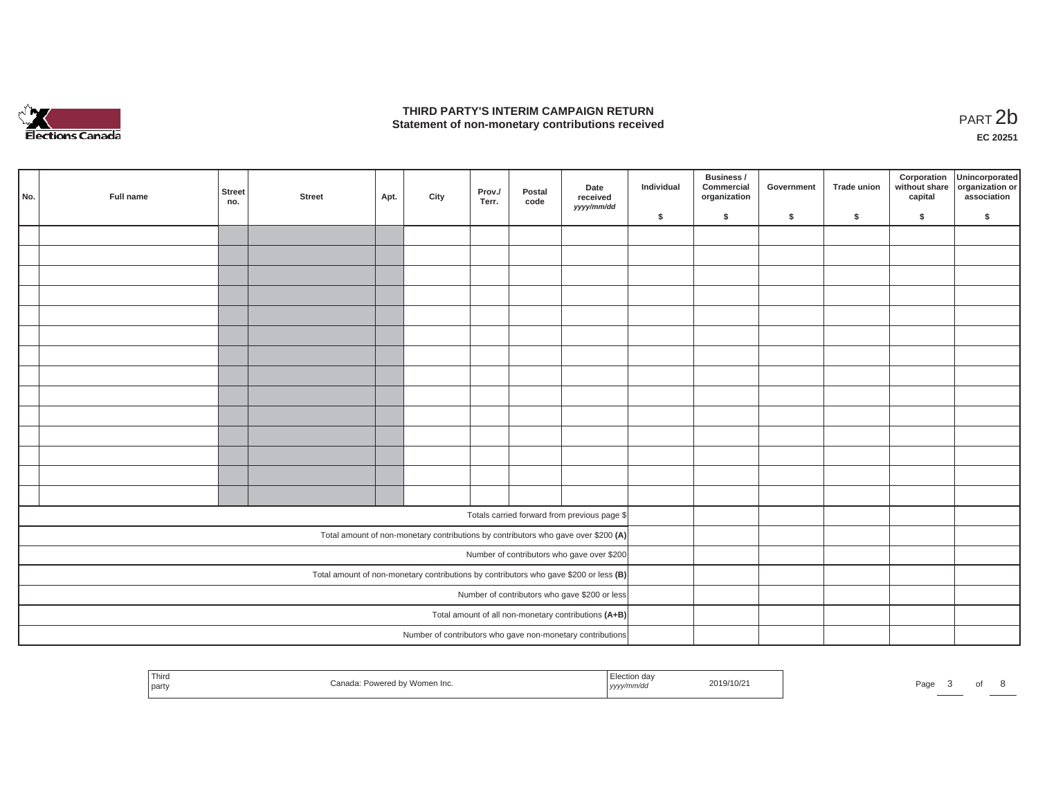# THIRD PARTY'S INTERIM CAMPAIGN RETURN
## Statement of non-monetary contributions received

PART 2b

**EC 20251**

| No. | Full name | Street no. | Street | Apt. | City | Prov./ Terr. | Postal code | Date received yyyy/mm/dd | Individual $ | Business / Commercial organization $ | Government $ | Trade union $ | Corporation without share capital $ | Unincorporated organization or association $ |
|---|---|---|---|---|---|---|---|---|---|---|---|---|---|---|
| | | | | | | | | | | | | | | |
| | | | | | | | | | | | | | | |
| | | | | | | | | | | | | | | |
| | | | | | | | | | | | | | | |
| | | | | | | | | | | | | | | |
| | | | | | | | | | | | | | | |
| | | | | | | | | | | | | | | |
| | | | | | | | | | | | | | | |
| | | | | | | | | | | | | | | |
| | | | | | | | | | | | | | | |
| | | | | | | | | | | | | | | |
| | | | | | | | | | | | | | | |
| | | | | | | | | | | | | | | |
| | | | | | | | | | | | | | | |
| Totals carried forward from previous page $ | | | | | | | | | | | | | | |
| Total amount of non-monetary contributions by contributors who gave over $200 **(A)** | | | | | | | | | | | | | | |
| Number of contributors who gave over $200 | | | | | | | | | | | | | | |
| Total amount of non-monetary contributions by contributors who gave $200 or less **(B)** | | | | | | | | | | | | | | |
| Number of contributors who gave $200 or less | | | | | | | | | | | | | | |
| Total amount of all non-monetary contributions **(A+B)** | | | | | | | | | | | | | | |
| Number of contributors who gave non-monetary contributions | | | | | | | | | | | | | | |

| Third party | Canada: Powered by Women Inc. | Election day yyyy/mm/dd | 2019/10/21 |
|---|---|---|---|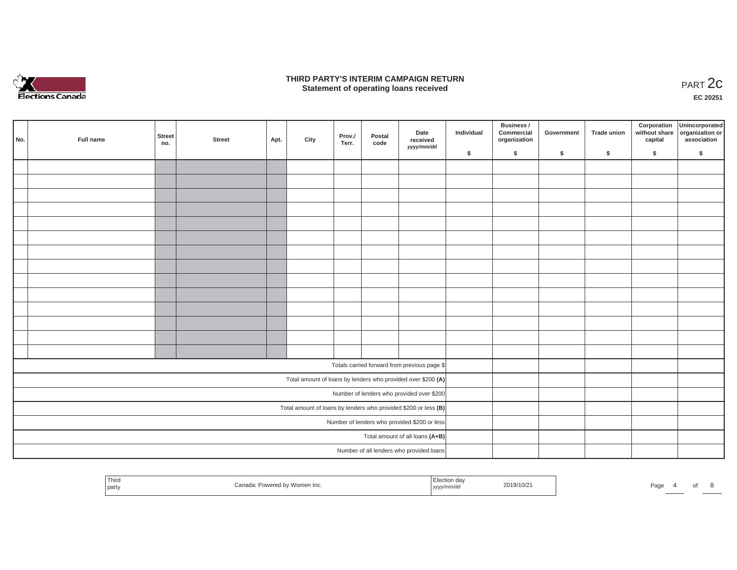# THIRD PARTY'S INTERIM CAMPAIGN RETURN
## Statement of operating loans received

PART 2c

**EC 20251**

| No. | Full name | Street no. | Street | Apt. | City | Prov./ Terr. | Postal code | Date received *yyyy/mm/dd* | Individual $ | Business / Commercial organization $ | Government $ | Trade union $ | Corporation without share capital $ | Unincorporated organization or association $ |
|---|---|---|---|---|---|---|---|---|---|---|---|---|---|---|
| | | | | | | | | | | | | | | |
| | | | | | | | | | | | | | | |
| | | | | | | | | | | | | | | |
| | | | | | | | | | | | | | | |
| | | | | | | | | | | | | | | |
| | | | | | | | | | | | | | | |
| | | | | | | | | | | | | | | |
| | | | | | | | | | | | | | | |
| | | | | | | | | | | | | | | |
| | | | | | | | | | | | | | | |
| | | | | | | | | | | | | | | |
| | | | | | | | | | | | | | | |
| | | | | | | | | | | | | | | |
| | | | | | | | | | | | | | | |
| Totals carried forward from previous page $ | | | | | | | | | | | | | | |
| Total amount of loans by lenders who provided over $200 **(A)** | | | | | | | | | | | | | | |
| Number of lenders who provided over $200 | | | | | | | | | | | | | | |
| Total amount of loans by lenders who provided $200 or less **(B)** | | | | | | | | | | | | | | |
| Number of lenders who provided $200 or less | | | | | | | | | | | | | | |
| Total amount of all loans **(A+B)** | | | | | | | | | | | | | | |
| Number of all lenders who provided loans | | | | | | | | | | | | | | |

| Third party | Canada: Powered by Women Inc. | Election day *yyyy/mm/dd* | 2019/10/21 |
|---|---|---|---|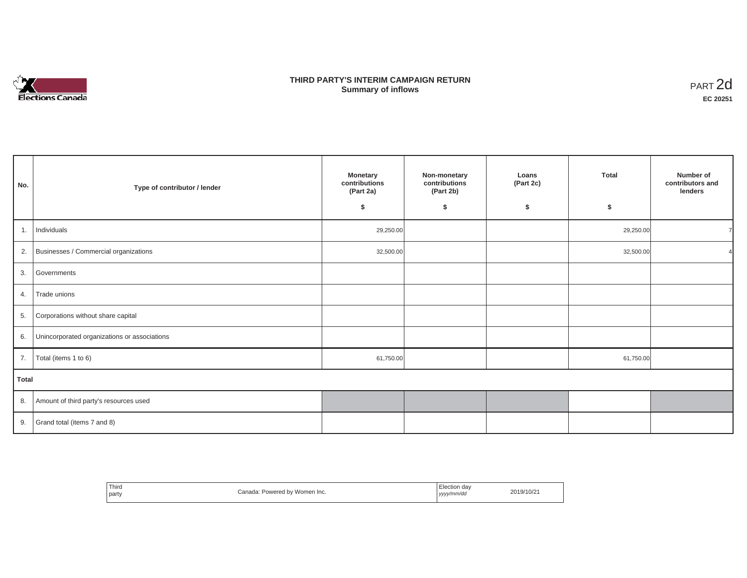# THIRD PARTY'S INTERIM CAMPAIGN RETURN
## Summary of inflows

PART 2d
**EC 20251**

| No. | Type of contributor / lender | Monetary contributions (Part 2a) $ | Non-monetary contributions (Part 2b) $ | Loans (Part 2c) $ | Total $ | Number of contributors and lenders |
|---|---|---|---|---|---|---|
| 1. | Individuals | 29,250.00 | | | 29,250.00 | 7 |
| 2. | Businesses / Commercial organizations | 32,500.00 | | | 32,500.00 | 4 |
| 3. | Governments | | | | | |
| 4. | Trade unions | | | | | |
| 5. | Corporations without share capital | | | | | |
| 6. | Unincorporated organizations or associations | | | | | |
| 7. | Total (items 1 to 6) | 61,750.00 | | | 61,750.00 | |
| **Total** | | | | | | |
| 8. | Amount of third party's resources used | | | | | |
| 9. | Grand total (items 7 and 8) | | | | | |

| Third party | Canada: Powered by Women Inc. | Election day *yyyy/mm/dd* | 2019/10/21 |
|---|---|---|---|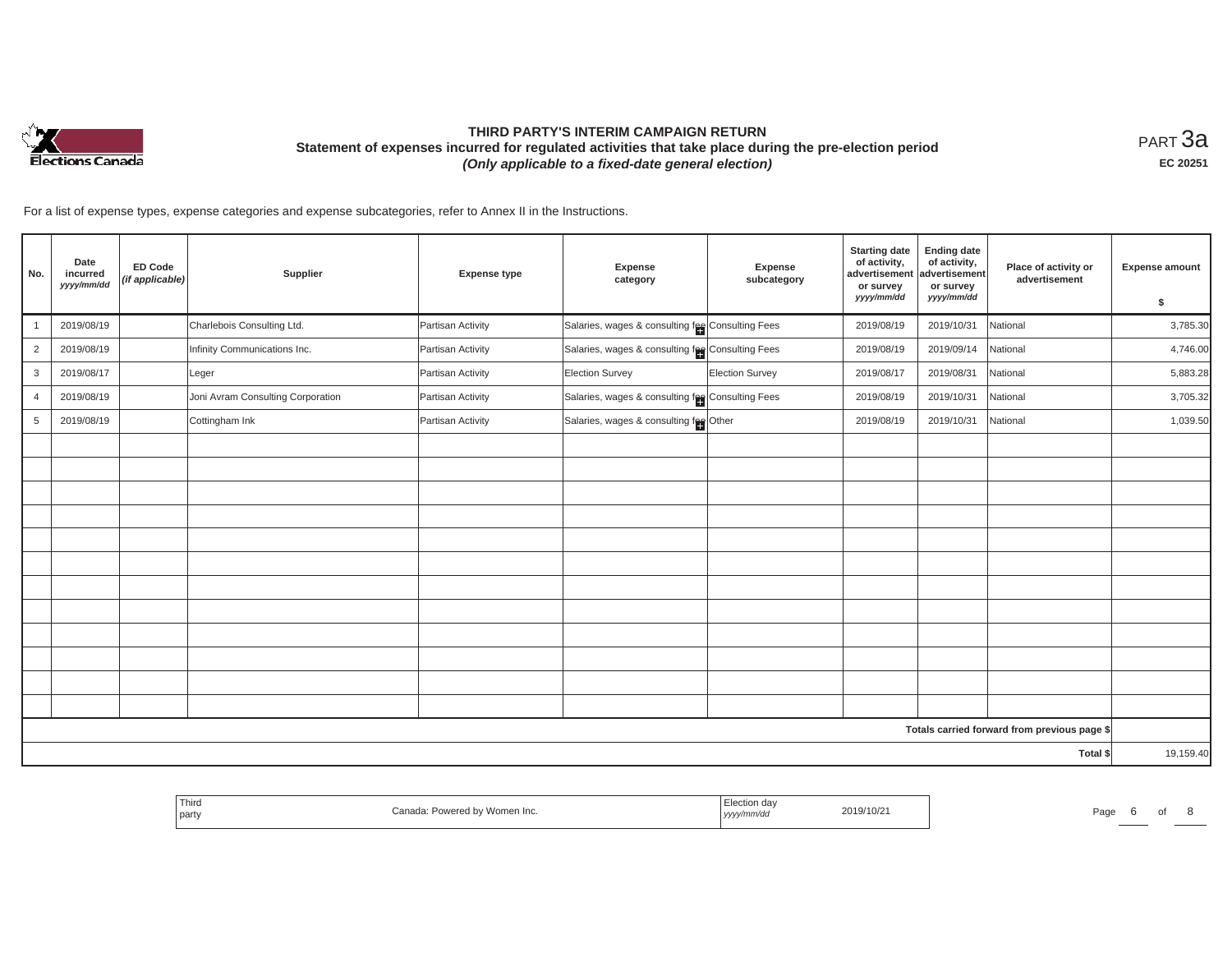# THIRD PARTY'S INTERIM CAMPAIGN RETURN

**Statement of expenses incurred for regulated activities that take place during the pre-election period**

***(Only applicable to a fixed-date general election)***

PART 3a

**EC 20251**

For a list of expense types, expense categories and expense subcategories, refer to Annex II in the Instructions.

| No. | Date incurred *yyyy/mm/dd* | ED Code *(if applicable)* | Supplier | Expense type | Expense category | Expense subcategory | Starting date of activity, advertisement or survey *yyyy/mm/dd* | Ending date of activity, advertisement or survey *yyyy/mm/dd* | Place of activity or advertisement | Expense amount $ |
|---|---|---|---|---|---|---|---|---|---|---|
| 1 | 2019/08/19 | | Charlebois Consulting Ltd. | Partisan Activity | Salaries, wages & consulting fee | Consulting Fees | 2019/08/19 | 2019/10/31 | National | 3,785.30 |
| 2 | 2019/08/19 | | Infinity Communications Inc. | Partisan Activity | Salaries, wages & consulting fee | Consulting Fees | 2019/08/19 | 2019/09/14 | National | 4,746.00 |
| 3 | 2019/08/17 | | Leger | Partisan Activity | Election Survey | Election Survey | 2019/08/17 | 2019/08/31 | National | 5,883.28 |
| 4 | 2019/08/19 | | Joni Avram Consulting Corporation | Partisan Activity | Salaries, wages & consulting fee | Consulting Fees | 2019/08/19 | 2019/10/31 | National | 3,705.32 |
| 5 | 2019/08/19 | | Cottingham Ink | Partisan Activity | Salaries, wages & consulting fee | Other | 2019/08/19 | 2019/10/31 | National | 1,039.50 |
| | | | | | | | | | Totals carried forward from previous page $ | |
| | | | | | | | | | Total $ | 19,159.40 |

| Third party | Canada: Powered by Women Inc. | Election day *yyyy/mm/dd* | 2019/10/21 |
|---|---|---|---|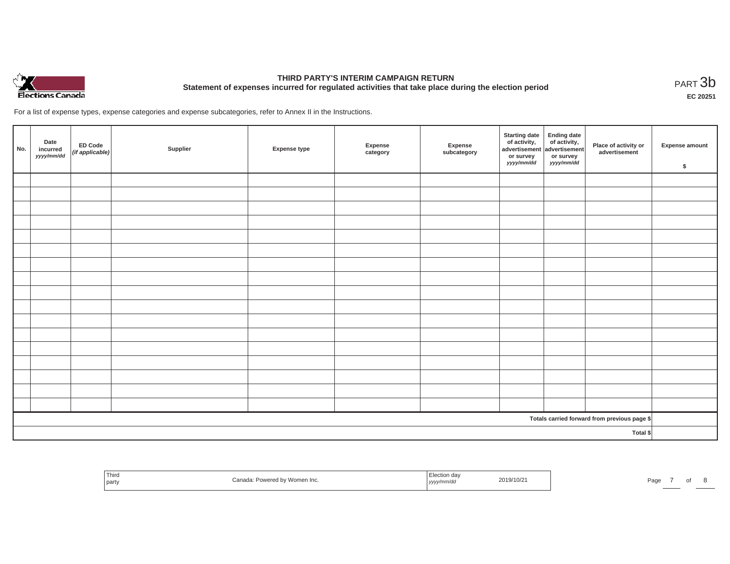# THIRD PARTY'S INTERIM CAMPAIGN RETURN

## Statement of expenses incurred for regulated activities that take place during the election period

PART 3b

**EC 20251**

For a list of expense types, expense categories and expense subcategories, refer to Annex II in the Instructions.

| No. | Date incurred *yyyy/mm/dd* | ED Code *(if applicable)* | Supplier | Expense type | Expense category | Expense subcategory | Starting date of activity, advertisement or survey *yyyy/mm/dd* | Ending date of activity, advertisement or survey *yyyy/mm/dd* | Place of activity or advertisement | Expense amount $ |
|---|---|---|---|---|---|---|---|---|---|---|
| | | | | | | | | | | |
| | | | | | | | | | | |
| | | | | | | | | | | |
| | | | | | | | | | | |
| | | | | | | | | | | |
| | | | | | | | | | | |
| | | | | | | | | | | |
| | | | | | | | | | | |
| | | | | | | | | | | |
| | | | | | | | | | | |
| | | | | | | | | | | |
| | | | | | | | | | | |
| | | | | | | | | | | |
| | | | | | | | | | | |
| | | | | | | | | | | |
| | | | | | | | | | | |
| | | | | | | | | | | |
| | | | | | | | | | Totals carried forward from previous page $ | |
| | | | | | | | | | Total $ | |

| Third party | Canada: Powered by Women Inc. | Election day *yyyy/mm/dd* | 2019/10/21 |
|---|---|---|---|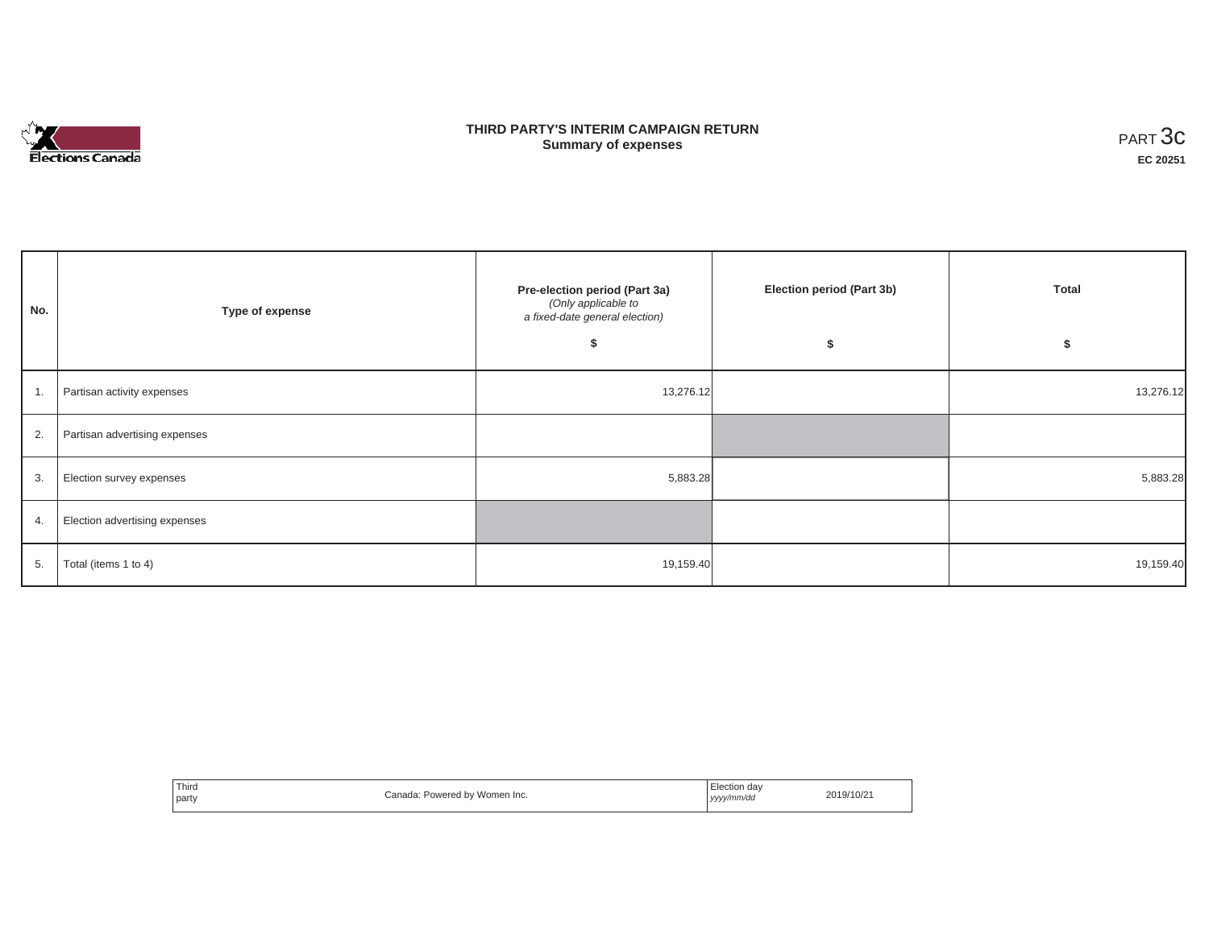# THIRD PARTY'S INTERIM CAMPAIGN RETURN
## Summary of expenses

PART 3c

**EC 20251**

| No. | Type of expense | Pre-election period (Part 3a) *(Only applicable to a fixed-date general election)* $ | Election period (Part 3b) $ | Total $ |
|---|---|---|---|---|
| 1. | Partisan activity expenses | 13,276.12 | | 13,276.12 |
| 2. | Partisan advertising expenses | | | |
| 3. | Election survey expenses | 5,883.28 | | 5,883.28 |
| 4. | Election advertising expenses | | | |
| 5. | Total (items 1 to 4) | 19,159.40 | | 19,159.40 |

| Third party | Canada: Powered by Women Inc. | Election day *yyyy/mm/dd* | 2019/10/21 |
|---|---|---|---|